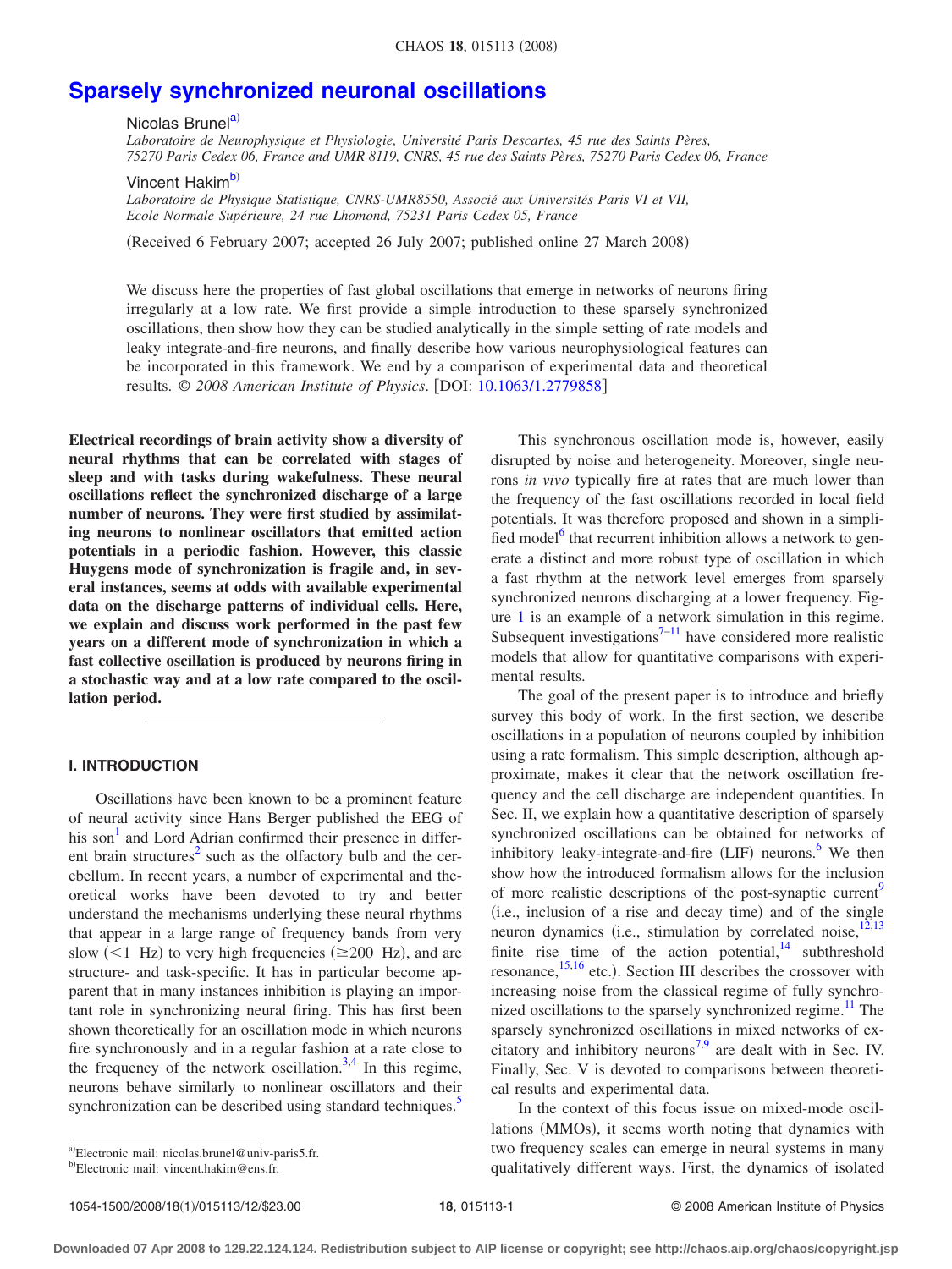# Sparsely synchronized neuronal oscillations

Nicolas Brunel[a)]

*Laboratoire de Neurophysique et Physiologie, Université Paris Descartes, 45 rue des Saints Pères, 75270 Paris Cedex 06, France and UMR 8119, CNRS, 45 rue des Saints Pères, 75270 Paris Cedex 06, France*

Vincent Hakim[b)]

*Laboratoire de Physique Statistique, CNRS-UMR8550, Associé aux Universités Paris VI et VII, Ecole Normale Supérieure, 24 rue Lhomond, 75231 Paris Cedex 05, France*

(Received 6 February 2007; accepted 26 July 2007; published online 27 March 2008)

We discuss here the properties of fast global oscillations that emerge in networks of neurons firing irregularly at a low rate. We first provide a simple introduction to these sparsely synchronized oscillations, then show how they can be studied analytically in the simple setting of rate models and leaky integrate-and-fire neurons, and finally describe how various neurophysiological features can be incorporated in this framework. We end by a comparison of experimental data and theoretical results. *© 2008 American Institute of Physics*. [DOI: 10.1063/1.2779858]

**Electrical recordings of brain activity show a diversity of neural rhythms that can be correlated with stages of sleep and with tasks during wakefulness. These neural oscillations reflect the synchronized discharge of a large number of neurons. They were first studied by assimilating neurons to nonlinear oscillators that emitted action potentials in a periodic fashion. However, this classic Huygens mode of synchronization is fragile and, in several instances, seems at odds with available experimental data on the discharge patterns of individual cells. Here, we explain and discuss work performed in the past few years on a different mode of synchronization in which a fast collective oscillation is produced by neurons firing in a stochastic way and at a low rate compared to the oscillation period.**

## I. INTRODUCTION

Oscillations have been known to be a prominent feature of neural activity since Hans Berger published the EEG of his son[1] and Lord Adrian confirmed their presence in different brain structures[2] such as the olfactory bulb and the cerebellum. In recent years, a number of experimental and theoretical works have been devoted to try and better understand the mechanisms underlying these neural rhythms that appear in a large range of frequency bands from very slow ($<1$ Hz) to very high frequencies ($\geq 200$ Hz), and are structure- and task-specific. It has in particular become apparent that in many instances inhibition is playing an important role in synchronizing neural firing. This has first been shown theoretically for an oscillation mode in which neurons fire synchronously and in a regular fashion at a rate close to the frequency of the network oscillation.[3,4] In this regime, neurons behave similarly to nonlinear oscillators and their synchronization can be described using standard techniques.[5]

This synchronous oscillation mode is, however, easily disrupted by noise and heterogeneity. Moreover, single neurons *in vivo* typically fire at rates that are much lower than the frequency of the fast oscillations recorded in local field potentials. It was therefore proposed and shown in a simplified model[6] that recurrent inhibition allows a network to generate a distinct and more robust type of oscillation in which a fast rhythm at the network level emerges from sparsely synchronized neurons discharging at a lower frequency. Figure 1 is an example of a network simulation in this regime. Subsequent investigations[7–11] have considered more realistic models that allow for quantitative comparisons with experimental results.

The goal of the present paper is to introduce and briefly survey this body of work. In the first section, we describe oscillations in a population of neurons coupled by inhibition using a rate formalism. This simple description, although approximate, makes it clear that the network oscillation frequency and the cell discharge are independent quantities. In Sec. II, we explain how a quantitative description of sparsely synchronized oscillations can be obtained for networks of inhibitory leaky-integrate-and-fire (LIF) neurons.[6] We then show how the introduced formalism allows for the inclusion of more realistic descriptions of the post-synaptic current[9] (i.e., inclusion of a rise and decay time) and of the single neuron dynamics (i.e., stimulation by correlated noise,[12,13] finite rise time of the action potential,[14] subthreshold resonance,[15,16] etc.). Section III describes the crossover with increasing noise from the classical regime of fully synchronized oscillations to the sparsely synchronized regime.[11] The sparsely synchronized oscillations in mixed networks of excitatory and inhibitory neurons[7,9] are dealt with in Sec. IV. Finally, Sec. V is devoted to comparisons between theoretical results and experimental data.

In the context of this focus issue on mixed-mode oscillations (MMOs), it seems worth noting that dynamics with two frequency scales can emerge in neural systems in many qualitatively different ways. First, the dynamics of isolated

a)Electronic mail: nicolas.brunel@univ-paris5.fr.

b)Electronic mail: vincent.hakim@ens.fr.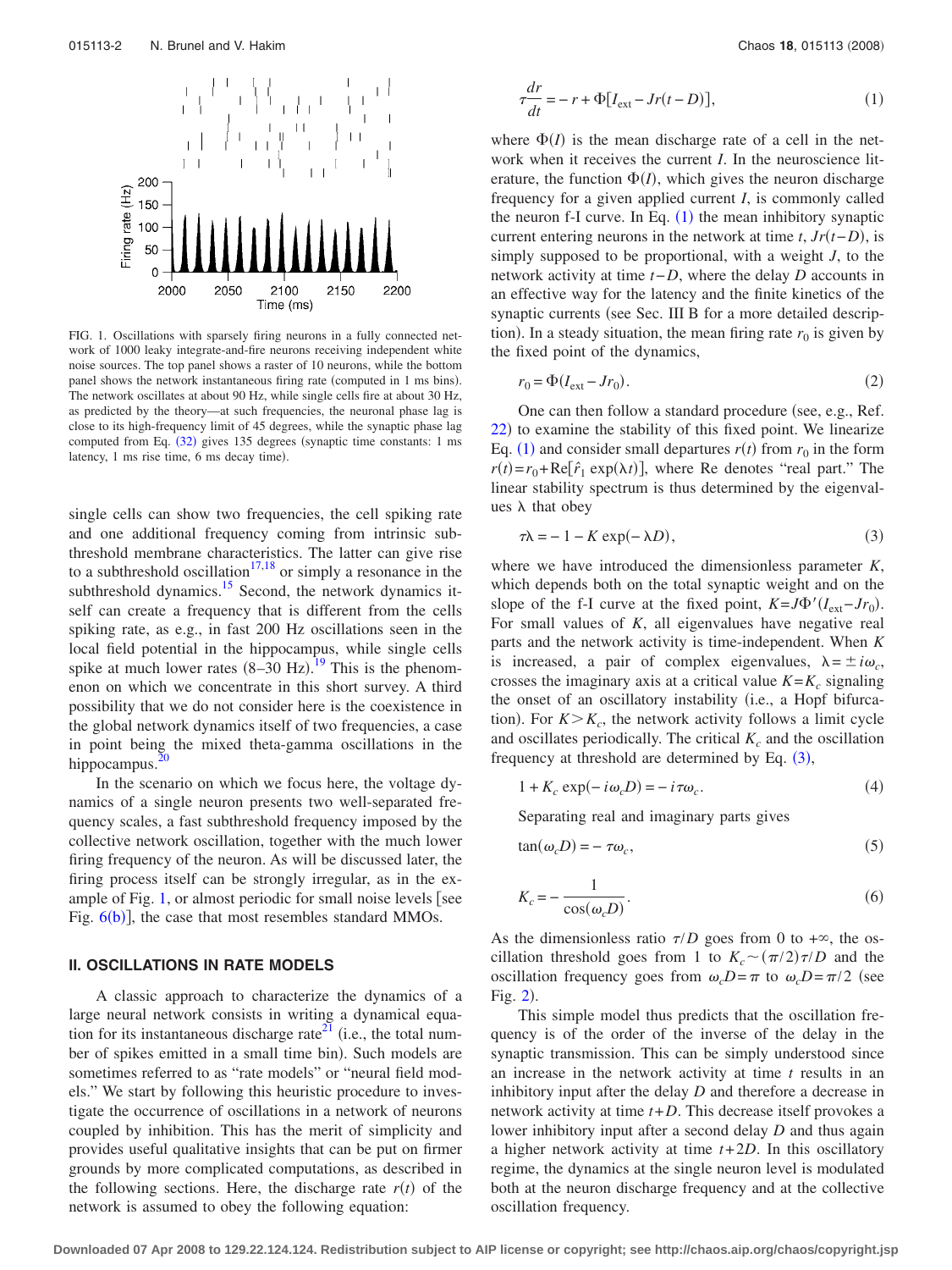FIG. 1. Oscillations with sparsely firing neurons in a fully connected network of 1000 leaky integrate-and-fire neurons receiving independent white noise sources. The top panel shows a raster of 10 neurons, while the bottom panel shows the network instantaneous firing rate (computed in 1 ms bins). The network oscillates at about 90 Hz, while single cells fire at about 30 Hz, as predicted by the theory—at such frequencies, the neuronal phase lag is close to its high-frequency limit of 45 degrees, while the synaptic phase lag computed from Eq. (32) gives 135 degrees (synaptic time constants: 1 ms latency, 1 ms rise time, 6 ms decay time).

single cells can show two frequencies, the cell spiking rate and one additional frequency coming from intrinsic subthreshold membrane characteristics. The latter can give rise to a subthreshold oscillation[17,18] or simply a resonance in the subthreshold dynamics.[15] Second, the network dynamics itself can create a frequency that is different from the cells spiking rate, as e.g., in fast 200 Hz oscillations seen in the local field potential in the hippocampus, while single cells spike at much lower rates (8–30 Hz).[19] This is the phenomenon on which we concentrate in this short survey. A third possibility that we do not consider here is the coexistence in the global network dynamics itself of two frequencies, a case in point being the mixed theta-gamma oscillations in the hippocampus.[20]

In the scenario on which we focus here, the voltage dynamics of a single neuron presents two well-separated frequency scales, a fast subthreshold frequency imposed by the collective network oscillation, together with the much lower firing frequency of the neuron. As will be discussed later, the firing process itself can be strongly irregular, as in the example of Fig. 1, or almost periodic for small noise levels [see Fig. 6(b)], the case that most resembles standard MMOs.

## II. OSCILLATIONS IN RATE MODELS

A classic approach to characterize the dynamics of a large neural network consists in writing a dynamical equation for its instantaneous discharge rate[21] (i.e., the total number of spikes emitted in a small time bin). Such models are sometimes referred to as "rate models" or "neural field models." We start by following this heuristic procedure to investigate the occurrence of oscillations in a network of neurons coupled by inhibition. This has the merit of simplicity and provides useful qualitative insights that can be put on firmer grounds by more complicated computations, as described in the following sections. Here, the discharge rate $r(t)$ of the network is assumed to obey the following equation:

$$\tau \frac{dr}{dt} = -r + \Phi[I_{\text{ext}} - Jr(t-D)], \tag{1}$$

where $\Phi(I)$ is the mean discharge rate of a cell in the network when it receives the current $I$. In the neuroscience literature, the function $\Phi(I)$, which gives the neuron discharge frequency for a given applied current $I$, is commonly called the neuron f-I curve. In Eq. (1) the mean inhibitory synaptic current entering neurons in the network at time $t$, $Jr(t-D)$, is simply supposed to be proportional, with a weight $J$, to the network activity at time $t-D$, where the delay $D$ accounts in an effective way for the latency and the finite kinetics of the synaptic currents (see Sec. III B for a more detailed description). In a steady situation, the mean firing rate $r_0$ is given by the fixed point of the dynamics,

$$r_0 = \Phi(I_{\text{ext}} - Jr_0). \tag{2}$$

One can then follow a standard procedure (see, e.g., Ref. 22) to examine the stability of this fixed point. We linearize Eq. (1) and consider small departures $r(t)$ from $r_0$ in the form $r(t) = r_0 + \text{Re}[\hat{r}_1 \exp(\lambda t)]$, where Re denotes "real part." The linear stability spectrum is thus determined by the eigenvalues $\lambda$ that obey

$$\tau\lambda = -1 - K\exp(-\lambda D), \tag{3}$$

where we have introduced the dimensionless parameter $K$, which depends both on the total synaptic weight and on the slope of the f-I curve at the fixed point, $K = J\Phi'(I_{\text{ext}} - Jr_0)$. For small values of $K$, all eigenvalues have negative real parts and the network activity is time-independent. When $K$ is increased, a pair of complex eigenvalues, $\lambda = \pm i\omega_c$, crosses the imaginary axis at a critical value $K = K_c$ signaling the onset of an oscillatory instability (i.e., a Hopf bifurcation). For $K > K_c$, the network activity follows a limit cycle and oscillates periodically. The critical $K_c$ and the oscillation frequency at threshold are determined by Eq. (3),

$$1 + K_c \exp(-i\omega_c D) = -i\tau\omega_c. \tag{4}$$

Separating real and imaginary parts gives

$$\tan(\omega_c D) = -\tau\omega_c, \tag{5}$$

$$K_c = -\frac{1}{\cos(\omega_c D)}. \tag{6}$$

As the dimensionless ratio $\tau/D$ goes from 0 to $+\infty$, the oscillation threshold goes from 1 to $K_c \sim (\pi/2)\tau/D$ and the oscillation frequency goes from $\omega_c D = \pi$ to $\omega_c D = \pi/2$ (see Fig. 2).

This simple model thus predicts that the oscillation frequency is of the order of the inverse of the delay in the synaptic transmission. This can be simply understood since an increase in the network activity at time $t$ results in an inhibitory input after the delay $D$ and therefore a decrease in network activity at time $t+D$. This decrease itself provokes a lower inhibitory input after a second delay $D$ and thus again a higher network activity at time $t+2D$. In this oscillatory regime, the dynamics at the single neuron level is modulated both at the neuron discharge frequency and at the collective oscillation frequency.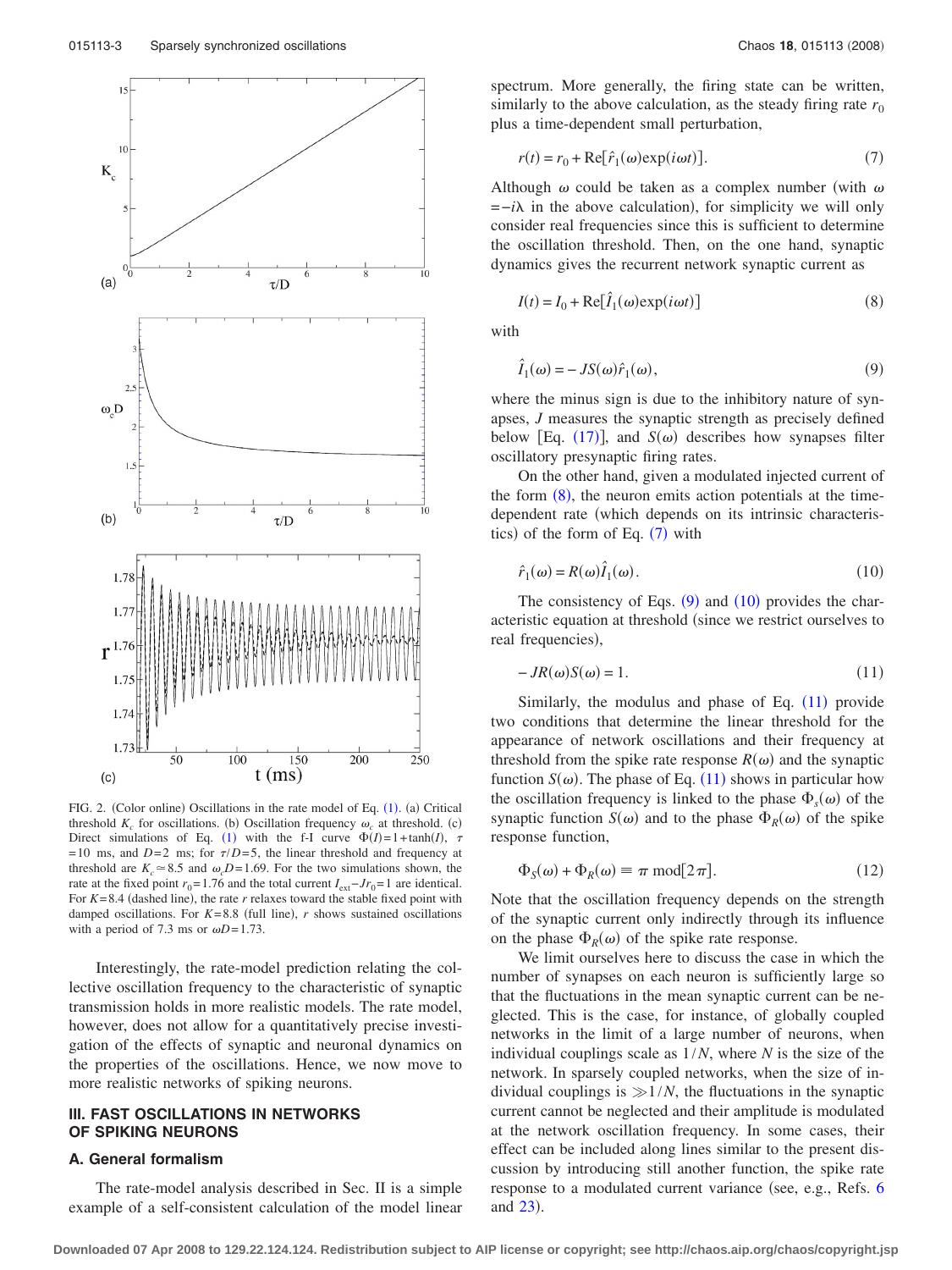FIG. 2. (Color online) Oscillations in the rate model of Eq. (1). (a) Critical threshold $K_c$ for oscillations. (b) Oscillation frequency $\omega_c$ at threshold. (c) Direct simulations of Eq. (1) with the f-I curve $\Phi(I)=1+\tanh(I)$, $\tau=10$ ms, and $D=2$ ms; for $\tau/D=5$, the linear threshold and frequency at threshold are $K_c \simeq 8.5$ and $\omega_c D=1.69$. For the two simulations shown, the rate at the fixed point $r_0=1.76$ and the total current $I_{ext}-Jr_0=1$ are identical. For $K=8.4$ (dashed line), the rate $r$ relaxes toward the stable fixed point with damped oscillations. For $K=8.8$ (full line), $r$ shows sustained oscillations with a period of 7.3 ms or $\omega D=1.73$.

Interestingly, the rate-model prediction relating the collective oscillation frequency to the characteristic of synaptic transmission holds in more realistic models. The rate model, however, does not allow for a quantitatively precise investigation of the effects of synaptic and neuronal dynamics on the properties of the oscillations. Hence, we now move to more realistic networks of spiking neurons.

## III. FAST OSCILLATIONS IN NETWORKS OF SPIKING NEURONS

### A. General formalism

The rate-model analysis described in Sec. II is a simple example of a self-consistent calculation of the model linear spectrum. More generally, the firing state can be written, similarly to the above calculation, as the steady firing rate $r_0$ plus a time-dependent small perturbation,

$$r(t) = r_0 + \text{Re}[\hat{r}_1(\omega)\exp(i\omega t)]. \tag{7}$$

Although $\omega$ could be taken as a complex number (with $\omega = -i\lambda$ in the above calculation), for simplicity we will only consider real frequencies since this is sufficient to determine the oscillation threshold. Then, on the one hand, synaptic dynamics gives the recurrent network synaptic current as

$$I(t) = I_0 + \text{Re}[\hat{I}_1(\omega)\exp(i\omega t)] \tag{8}$$

with

$$\hat{I}_1(\omega) = -JS(\omega)\hat{r}_1(\omega), \tag{9}$$

where the minus sign is due to the inhibitory nature of synapses, $J$ measures the synaptic strength as precisely defined below [Eq. (17)], and $S(\omega)$ describes how synapses filter oscillatory presynaptic firing rates.

On the other hand, given a modulated injected current of the form (8), the neuron emits action potentials at the time-dependent rate (which depends on its intrinsic characteristics) of the form of Eq. (7) with

$$\hat{r}_1(\omega) = R(\omega)\hat{I}_1(\omega). \tag{10}$$

The consistency of Eqs. (9) and (10) provides the characteristic equation at threshold (since we restrict ourselves to real frequencies),

$$-JR(\omega)S(\omega) = 1. \tag{11}$$

Similarly, the modulus and phase of Eq. (11) provide two conditions that determine the linear threshold for the appearance of network oscillations and their frequency at threshold from the spike rate response $R(\omega)$ and the synaptic function $S(\omega)$. The phase of Eq. (11) shows in particular how the oscillation frequency is linked to the phase $\Phi_s(\omega)$ of the synaptic function $S(\omega)$ and to the phase $\Phi_R(\omega)$ of the spike response function,

$$\Phi_S(\omega) + \Phi_R(\omega) \equiv \pi \ \text{mod}[2\pi]. \tag{12}$$

Note that the oscillation frequency depends on the strength of the synaptic current only indirectly through its influence on the phase $\Phi_R(\omega)$ of the spike rate response.

We limit ourselves here to discuss the case in which the number of synapses on each neuron is sufficiently large so that the fluctuations in the mean synaptic current can be neglected. This is the case, for instance, of globally coupled networks in the limit of a large number of neurons, when individual couplings scale as $1/N$, where $N$ is the size of the network. In sparsely coupled networks, when the size of individual couplings is $\gg 1/N$, the fluctuations in the synaptic current cannot be neglected and their amplitude is modulated at the network oscillation frequency. In some cases, their effect can be included along lines similar to the present discussion by introducing still another function, the spike rate response to a modulated current variance (see, e.g., Refs. 6 and 23).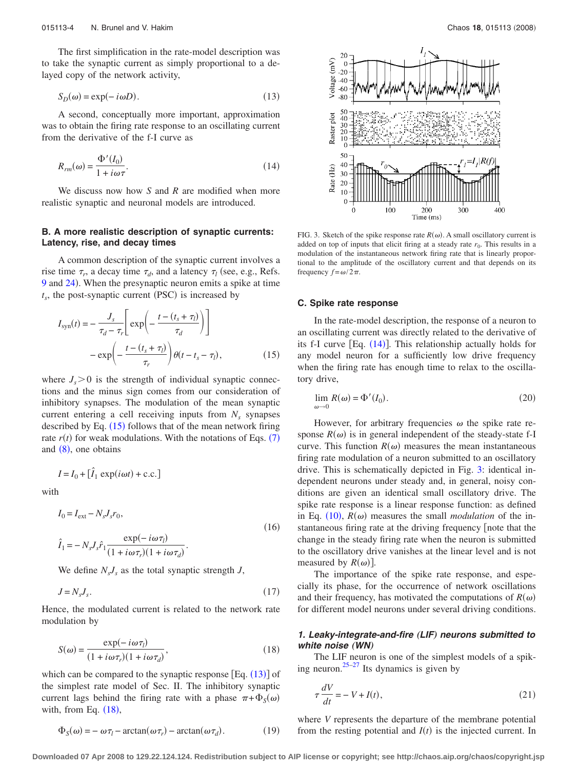The first simplification in the rate-model description was to take the synaptic current as simply proportional to a delayed copy of the network activity,

$$S_D(\omega) = \exp(-i\omega D). \tag{13}$$

A second, conceptually more important, approximation was to obtain the firing rate response to an oscillating current from the derivative of the f-I curve as

$$R_{rm}(\omega) = \frac{\Phi'(I_0)}{1 + i\omega\tau}. \tag{14}$$

We discuss now how $S$ and $R$ are modified when more realistic synaptic and neuronal models are introduced.

### B. A more realistic description of synaptic currents: Latency, rise, and decay times

A common description of the synaptic current involves a rise time $\tau_r$, a decay time $\tau_d$, and a latency $\tau_l$ (see, e.g., Refs. 9 and 24). When the presynaptic neuron emits a spike at time $t_s$, the post-synaptic current (PSC) is increased by

$$I_{\text{syn}}(t) = -\frac{J_s}{\tau_d - \tau_r}\left[\exp\left(-\frac{t-(t_s+\tau_l)}{\tau_d}\right)\right. \\ \left. - \exp\left(-\frac{t-(t_s+\tau_l)}{\tau_r}\right)\right]\theta(t - t_s - \tau_l), \tag{15}$$

where $J_s > 0$ is the strength of individual synaptic connections and the minus sign comes from our consideration of inhibitory synapses. The modulation of the mean synaptic current entering a cell receiving inputs from $N_s$ synapses described by Eq. (15) follows that of the mean network firing rate $r(t)$ for weak modulations. With the notations of Eqs. (7) and (8), one obtains

$$I = I_0 + [\hat{I}_1 \exp(i\omega t) + \text{c.c.}]$$

with

$$I_0 = I_{\text{ext}} - N_s J_s r_0,$$
$$\hat{I}_1 = -N_s J_s \hat{r}_1 \frac{\exp(-i\omega\tau_l)}{(1 + i\omega\tau_r)(1 + i\omega\tau_d)}. \tag{16}$$

We define $N_s J_s$ as the total synaptic strength $J$,

$$J = N_s J_s. \tag{17}$$

Hence, the modulated current is related to the network rate modulation by

$$S(\omega) = \frac{\exp(-i\omega\tau_l)}{(1 + i\omega\tau_r)(1 + i\omega\tau_d)}, \tag{18}$$

which can be compared to the synaptic response [Eq. (13)] of the simplest rate model of Sec. II. The inhibitory synaptic current lags behind the firing rate with a phase $\pi + \Phi_S(\omega)$ with, from Eq. (18),

$$\Phi_S(\omega) = -\omega\tau_l - \arctan(\omega\tau_r) - \arctan(\omega\tau_d). \tag{19}$$

FIG. 3. Sketch of the spike response rate $R(\omega)$. A small oscillatory current is added on top of inputs that elicit firing at a steady rate $r_0$. This results in a modulation of the instantaneous network firing rate that is linearly proportional to the amplitude of the oscillatory current and that depends on its frequency $f = \omega/2\pi$.

### C. Spike rate response

In the rate-model description, the response of a neuron to an oscillating current was directly related to the derivative of its f-I curve [Eq. (14)]. This relationship actually holds for any model neuron for a sufficiently low drive frequency when the firing rate has enough time to relax to the oscillatory drive,

$$\lim_{\omega \to 0} R(\omega) = \Phi'(I_0). \tag{20}$$

However, for arbitrary frequencies $\omega$ the spike rate response $R(\omega)$ is in general independent of the steady-state f-I curve. This function $R(\omega)$ measures the mean instantaneous firing rate modulation of a neuron submitted to an oscillatory drive. This is schematically depicted in Fig. 3: identical independent neurons under steady and, in general, noisy conditions are given an identical small oscillatory drive. The spike rate response is a linear response function: as defined in Eq. (10), $R(\omega)$ measures the small *modulation* of the instantaneous firing rate at the driving frequency [note that the change in the steady firing rate when the neuron is submitted to the oscillatory drive vanishes at the linear level and is not measured by $R(\omega)$].

The importance of the spike rate response, and especially its phase, for the occurrence of network oscillations and their frequency, has motivated the computations of $R(\omega)$ for different model neurons under several driving conditions.

#### *1. Leaky-integrate-and-fire (LIF) neurons submitted to white noise (WN)*

The LIF neuron is one of the simplest models of a spiking neuron.[25–27] Its dynamics is given by

$$\tau \frac{dV}{dt} = -V + I(t), \tag{21}$$

where $V$ represents the departure of the membrane potential from the resting potential and $I(t)$ is the injected current. In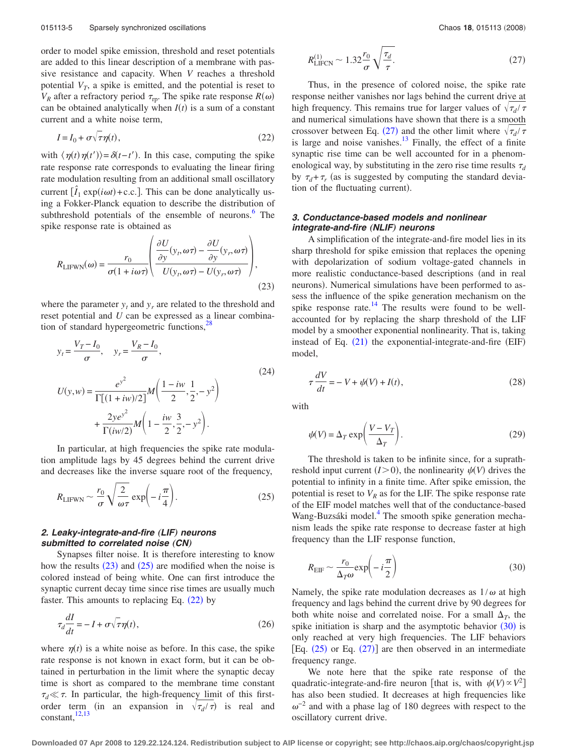order to model spike emission, threshold and reset potentials are added to this linear description of a membrane with passive resistance and capacity. When $V$ reaches a threshold potential $V_T$, a spike is emitted, and the potential is reset to $V_R$ after a refractory period $\tau_{\rm rp}$. The spike rate response $R(\omega)$ can be obtained analytically when $I(t)$ is a sum of a constant current and a white noise term,

$$I = I_0 + \sigma\sqrt{\tau}\eta(t), \tag{22}$$

with $\langle \eta(t)\eta(t')\rangle = \delta(t-t')$. In this case, computing the spike rate response rate corresponds to evaluating the linear firing rate modulation resulting from an additional small oscillatory current $[\hat{I}_1 \exp(i\omega t) + \text{c.c.}]$. This can be done analytically using a Fokker-Planck equation to describe the distribution of subthreshold potentials of the ensemble of neurons.[6] The spike response rate is obtained as

$$R_{\rm LIFWN}(\omega) = \frac{r_0}{\sigma(1+i\omega\tau)}\left(\frac{\dfrac{\partial U}{\partial y}(y_t,\omega\tau) - \dfrac{\partial U}{\partial y}(y_r,\omega\tau)}{U(y_t,\omega\tau) - U(y_r,\omega\tau)}\right), \tag{23}$$

where the parameter $y_t$ and $y_r$ are related to the threshold and reset potential and $U$ can be expressed as a linear combination of standard hypergeometric functions,[28]

$$\begin{aligned} y_t &= \frac{V_T - I_0}{\sigma}, \quad y_r = \frac{V_R - I_0}{\sigma}, \\ U(y,w) &= \frac{e^{y^2}}{\Gamma[(1+iw)/2]} M\left(\frac{1-iw}{2},\frac{1}{2},-y^2\right) \\ &\quad + \frac{2ye^{y^2}}{\Gamma(iw/2)} M\left(1-\frac{iw}{2},\frac{3}{2},-y^2\right). \end{aligned} \tag{24}$$

In particular, at high frequencies the spike rate modulation amplitude lags by 45 degrees behind the current drive and decreases like the inverse square root of the frequency,

$$R_{\rm LIFWN} \sim \frac{r_0}{\sigma}\sqrt{\frac{2}{\omega\tau}}\exp\left(-i\frac{\pi}{4}\right). \tag{25}$$

#### 2. Leaky-integrate-and-fire (LIF) neurons submitted to correlated noise (CN)

Synapses filter noise. It is therefore interesting to know how the results (23) and (25) are modified when the noise is colored instead of being white. One can first introduce the synaptic current decay time since rise times are usually much faster. This amounts to replacing Eq. (22) by

$$\tau_d\frac{dI}{dt} = -I + \sigma\sqrt{\tau}\eta(t), \tag{26}$$

where $\eta(t)$ is a white noise as before. In this case, the spike rate response is not known in exact form, but it can be obtained in perturbation in the limit where the synaptic decay time is short as compared to the membrane time constant $\tau_d \ll \tau$. In particular, the high-frequency limit of this first-order term (in an expansion in $\sqrt{\tau_d/\tau}$) is real and constant,[12,13]

$$R^{(1)}_{\rm LIFCN} \sim 1.32\frac{r_0}{\sigma}\sqrt{\frac{\tau_d}{\tau}}. \tag{27}$$

Thus, in the presence of colored noise, the spike rate response neither vanishes nor lags behind the current drive at high frequency. This remains true for larger values of $\sqrt{\tau_d/\tau}$ and numerical simulations have shown that there is a smooth crossover between Eq. (27) and the other limit where $\sqrt{\tau_d/\tau}$ is large and noise vanishes.[13] Finally, the effect of a finite synaptic rise time can be well accounted for in a phenomenological way, by substituting in the zero rise time results $\tau_d$ by $\tau_d + \tau_r$ (as is suggested by computing the standard deviation of the fluctuating current).

#### 3. Conductance-based models and nonlinear integrate-and-fire (NLIF) neurons

A simplification of the integrate-and-fire model lies in its sharp threshold for spike emission that replaces the opening with depolarization of sodium voltage-gated channels in more realistic conductance-based descriptions (and in real neurons). Numerical simulations have been performed to assess the influence of the spike generation mechanism on the spike response rate.[14] The results were found to be well-accounted for by replacing the sharp threshold of the LIF model by a smoother exponential nonlinearity. That is, taking instead of Eq. (21) the exponential-integrate-and-fire (EIF) model,

$$\tau\frac{dV}{dt} = -V + \psi(V) + I(t), \tag{28}$$

with

$$\psi(V) = \Delta_T \exp\left(\frac{V - V_T}{\Delta_T}\right). \tag{29}$$

The threshold is taken to be infinite since, for a suprathreshold input current $(I > 0)$, the nonlinearity $\psi(V)$ drives the potential to infinity in a finite time. After spike emission, the potential is reset to $V_R$ as for the LIF. The spike response rate of the EIF model matches well that of the conductance-based Wang-Buzsáki model.[4] The smooth spike generation mechanism leads the spike rate response to decrease faster at high frequency than the LIF response function,

$$R_{\rm EIF} \sim \frac{r_0}{\Delta_T\omega}\exp\left(-i\frac{\pi}{2}\right) \tag{30}$$

Namely, the spike rate modulation decreases as $1/\omega$ at high frequency and lags behind the current drive by 90 degrees for both white noise and correlated noise. For a small $\Delta_T$, the spike initiation is sharp and the asymptotic behavior (30) is only reached at very high frequencies. The LIF behaviors [Eq. (25) or Eq. (27)] are then observed in an intermediate frequency range.

We note here that the spike rate response of the quadratic-integrate-and-fire neuron [that is, with $\psi(V) \propto V^2$] has also been studied. It decreases at high frequencies like $\omega^{-2}$ and with a phase lag of 180 degrees with respect to the oscillatory current drive.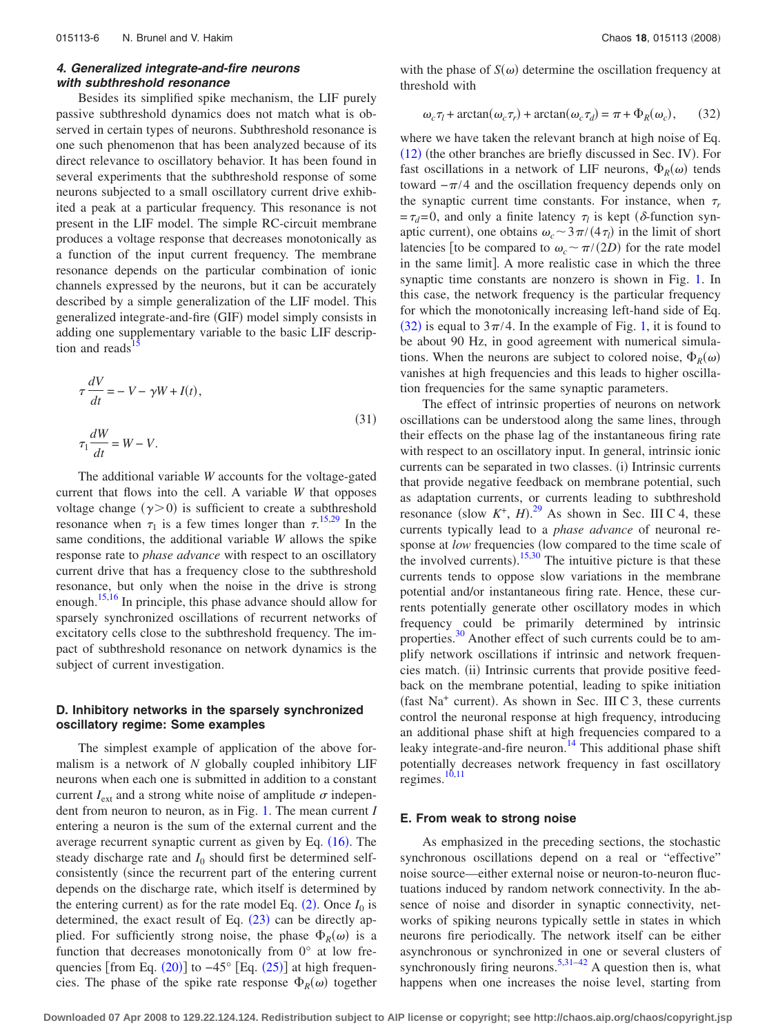#### 4. Generalized integrate-and-fire neurons with subthreshold resonance

Besides its simplified spike mechanism, the LIF purely passive subthreshold dynamics does not match what is observed in certain types of neurons. Subthreshold resonance is one such phenomenon that has been analyzed because of its direct relevance to oscillatory behavior. It has been found in several experiments that the subthreshold response of some neurons subjected to a small oscillatory current drive exhibited a peak at a particular frequency. This resonance is not present in the LIF model. The simple RC-circuit membrane produces a voltage response that decreases monotonically as a function of the input current frequency. The membrane resonance depends on the particular combination of ionic channels expressed by the neurons, but it can be accurately described by a simple generalization of the LIF model. This generalized integrate-and-fire (GIF) model simply consists in adding one supplementary variable to the basic LIF description and reads[15]

$$\tau \frac{dV}{dt} = -V - \gamma W + I(t),$$
$$\tau_1 \frac{dW}{dt} = W - V. \tag{31}$$

The additional variable $W$ accounts for the voltage-gated current that flows into the cell. A variable $W$ that opposes voltage change ($\gamma > 0$) is sufficient to create a subthreshold resonance when $\tau_1$ is a few times longer than $\tau$.[15,29] In the same conditions, the additional variable $W$ allows the spike response rate to *phase advance* with respect to an oscillatory current drive that has a frequency close to the subthreshold resonance, but only when the noise in the drive is strong enough.[15,16] In principle, this phase advance should allow for sparsely synchronized oscillations of recurrent networks of excitatory cells close to the subthreshold frequency. The impact of subthreshold resonance on network dynamics is the subject of current investigation.

### D. Inhibitory networks in the sparsely synchronized oscillatory regime: Some examples

The simplest example of application of the above formalism is a network of $N$ globally coupled inhibitory LIF neurons when each one is submitted in addition to a constant current $I_{\text{ext}}$ and a strong white noise of amplitude $\sigma$ independent from neuron to neuron, as in Fig. 1. The mean current $I$ entering a neuron is the sum of the external current and the average recurrent synaptic current as given by Eq. (16). The steady discharge rate and $I_0$ should first be determined self-consistently (since the recurrent part of the entering current depends on the discharge rate, which itself is determined by the entering current) as for the rate model Eq. (2). Once $I_0$ is determined, the exact result of Eq. (23) can be directly applied. For sufficiently strong noise, the phase $\Phi_R(\omega)$ is a function that decreases monotonically from 0° at low frequencies [from Eq. (20)] to −45° [Eq. (25)] at high frequencies. The phase of the spike rate response $\Phi_R(\omega)$ together with the phase of $S(\omega)$ determine the oscillation frequency at threshold with

$$\omega_c \tau_l + \arctan(\omega_c \tau_r) + \arctan(\omega_c \tau_d) = \pi + \Phi_R(\omega_c), \tag{32}$$

where we have taken the relevant branch at high noise of Eq. (12) (the other branches are briefly discussed in Sec. IV). For fast oscillations in a network of LIF neurons, $\Phi_R(\omega)$ tends toward $-\pi/4$ and the oscillation frequency depends only on the synaptic current time constants. For instance, when $\tau_r = \tau_d = 0$, and only a finite latency $\tau_l$ is kept ($\delta$-function synaptic current), one obtains $\omega_c \sim 3\pi/(4\tau_l)$ in the limit of short latencies [to be compared to $\omega_c \sim \pi/(2D)$ for the rate model in the same limit]. A more realistic case in which the three synaptic time constants are nonzero is shown in Fig. 1. In this case, the network frequency is the particular frequency for which the monotonically increasing left-hand side of Eq. (32) is equal to $3\pi/4$. In the example of Fig. 1, it is found to be about 90 Hz, in good agreement with numerical simulations. When the neurons are subject to colored noise, $\Phi_R(\omega)$ vanishes at high frequencies and this leads to higher oscillation frequencies for the same synaptic parameters.

The effect of intrinsic properties of neurons on network oscillations can be understood along the same lines, through their effects on the phase lag of the instantaneous firing rate with respect to an oscillatory input. In general, intrinsic ionic currents can be separated in two classes. (i) Intrinsic currents that provide negative feedback on membrane potential, such as adaptation currents, or currents leading to subthreshold resonance (slow $K^+$, $H$).[29] As shown in Sec. III C 4, these currents typically lead to a *phase advance* of neuronal response at *low* frequencies (low compared to the time scale of the involved currents).[15,30] The intuitive picture is that these currents tends to oppose slow variations in the membrane potential and/or instantaneous firing rate. Hence, these currents potentially generate other oscillatory modes in which frequency could be primarily determined by intrinsic properties.[30] Another effect of such currents could be to amplify network oscillations if intrinsic and network frequencies match. (ii) Intrinsic currents that provide positive feedback on the membrane potential, leading to spike initiation (fast $Na^+$ current). As shown in Sec. III C 3, these currents control the neuronal response at high frequency, introducing an additional phase shift at high frequencies compared to a leaky integrate-and-fire neuron.[14] This additional phase shift potentially decreases network frequency in fast oscillatory regimes.[10,11]

### E. From weak to strong noise

As emphasized in the preceding sections, the stochastic synchronous oscillations depend on a real or "effective" noise source—either external noise or neuron-to-neuron fluctuations induced by random network connectivity. In the absence of noise and disorder in synaptic connectivity, networks of spiking neurons typically settle in states in which neurons fire periodically. The network itself can be either asynchronous or synchronized in one or several clusters of synchronously firing neurons.[5,31–42] A question then is, what happens when one increases the noise level, starting from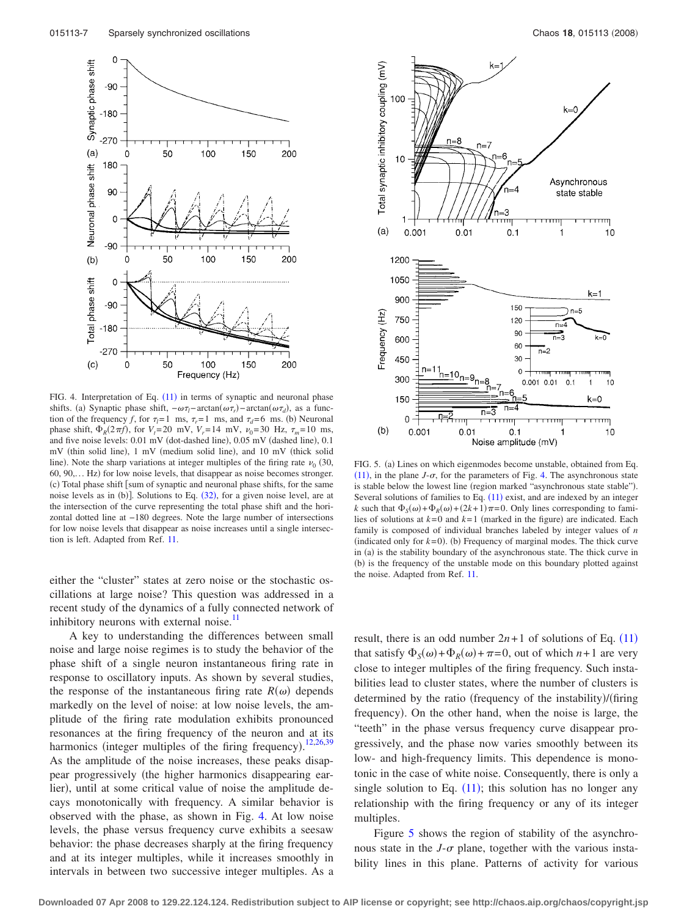FIG. 4. Interpretation of Eq. (11) in terms of synaptic and neuronal phase shifts. (a) Synaptic phase shift, $-\omega\tau_l - \arctan(\omega\tau_r) - \arctan(\omega\tau_d)$, as a function of the frequency $f$, for $\tau_l = 1$ ms, $\tau_r = 1$ ms, and $\tau_d = 6$ ms. (b) Neuronal phase shift, $\Phi_R(2\pi f)$, for $V_t = 20$ mV, $V_r = 14$ mV, $\nu_0 = 30$ Hz, $\tau_m = 10$ ms, and five noise levels: 0.01 mV (dot-dashed line), 0.05 mV (dashed line), 0.1 mV (thin solid line), 1 mV (medium solid line), and 10 mV (thick solid line). Note the sharp variations at integer multiples of the firing rate $\nu_0$ (30, 60, 90,... Hz) for low noise levels, that disappear as noise becomes stronger. (c) Total phase shift [sum of synaptic and neuronal phase shifts, for the same noise levels as in (b)]. Solutions to Eq. (32), for a given noise level, are at the intersection of the curve representing the total phase shift and the horizontal dotted line at −180 degrees. Note the large number of intersections for low noise levels that disappear as noise increases until a single intersection is left. Adapted from Ref. 11.

either the "cluster" states at zero noise or the stochastic oscillations at large noise? This question was addressed in a recent study of the dynamics of a fully connected network of inhibitory neurons with external noise.[11]

A key to understanding the differences between small noise and large noise regimes is to study the behavior of the phase shift of a single neuron instantaneous firing rate in response to oscillatory inputs. As shown by several studies, the response of the instantaneous firing rate $R(\omega)$ depends markedly on the level of noise: at low noise levels, the amplitude of the firing rate modulation exhibits pronounced resonances at the firing frequency of the neuron and at its harmonics (integer multiples of the firing frequency).[12,26,39] As the amplitude of the noise increases, these peaks disappear progressively (the higher harmonics disappearing earlier), until at some critical value of noise the amplitude decays monotonically with frequency. A similar behavior is observed with the phase, as shown in Fig. 4. At low noise levels, the phase versus frequency curve exhibits a seesaw behavior: the phase decreases sharply at the firing frequency and at its integer multiples, while it increases smoothly in intervals in between two successive integer multiples. As a result, there is an odd number $2n+1$ of solutions of Eq. (11) that satisfy $\Phi_S(\omega) + \Phi_R(\omega) + \pi = 0$, out of which $n+1$ are very close to integer multiples of the firing frequency. Such instabilities lead to cluster states, where the number of clusters is determined by the ratio (frequency of the instability)/(firing frequency). On the other hand, when the noise is large, the "teeth" in the phase versus frequency curve disappear progressively, and the phase now varies smoothly between its low- and high-frequency limits. This dependence is monotonic in the case of white noise. Consequently, there is only a single solution to Eq. (11); this solution has no longer any relationship with the firing frequency or any of its integer multiples.

FIG. 5. (a) Lines on which eigenmodes become unstable, obtained from Eq. (11), in the plane $J$-$\sigma$, for the parameters of Fig. 4. The asynchronous state is stable below the lowest line (region marked "asynchronous state stable"). Several solutions of families to Eq. (11) exist, and are indexed by an integer $k$ such that $\Phi_S(\omega) + \Phi_R(\omega) + (2k+1)\pi = 0$. Only lines corresponding to families of solutions at $k=0$ and $k=1$ (marked in the figure) are indicated. Each family is composed of individual branches labeled by integer values of $n$ (indicated only for $k=0$). (b) Frequency of marginal modes. The thick curve in (a) is the stability boundary of the asynchronous state. The thick curve in (b) is the frequency of the unstable mode on this boundary plotted against the noise. Adapted from Ref. 11.

Figure 5 shows the region of stability of the asynchronous state in the $J$-$\sigma$ plane, together with the various instability lines in this plane. Patterns of activity for various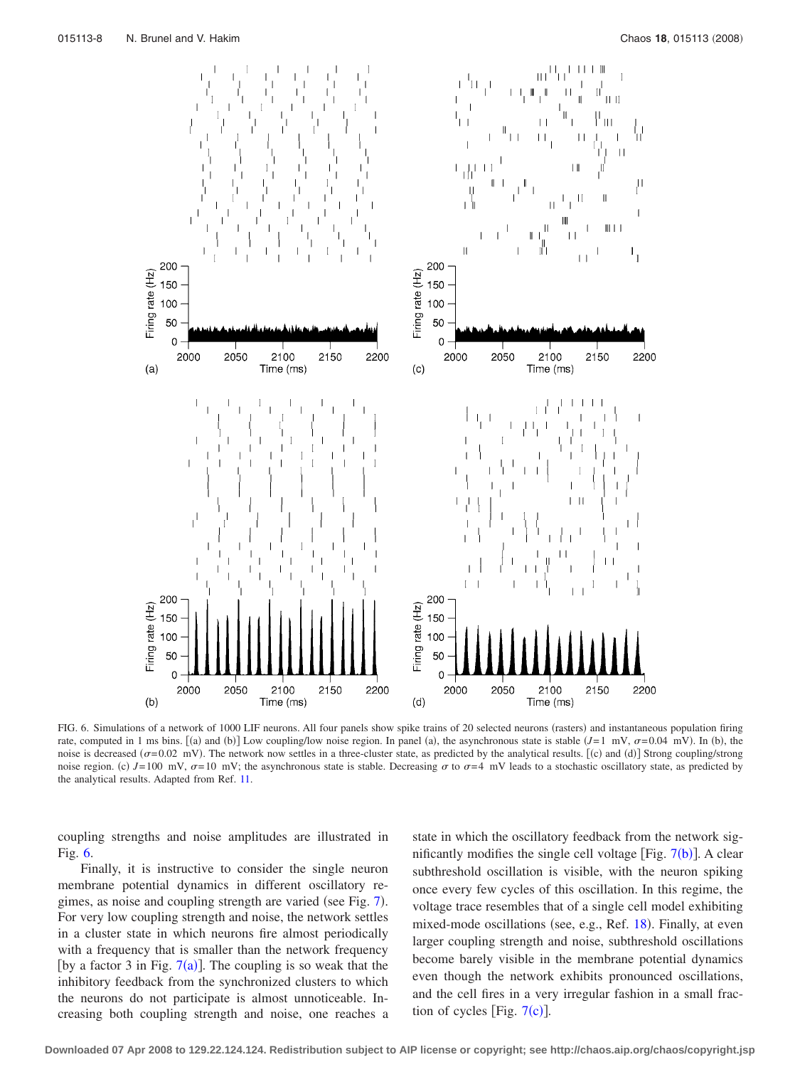FIG. 6. Simulations of a network of 1000 LIF neurons. All four panels show spike trains of 20 selected neurons (rasters) and instantaneous population firing rate, computed in 1 ms bins. [(a) and (b)] Low coupling/low noise region. In panel (a), the asynchronous state is stable ($J=1$ mV, $\sigma=0.04$ mV). In (b), the noise is decreased ($\sigma=0.02$ mV). The network now settles in a three-cluster state, as predicted by the analytical results. [(c) and (d)] Strong coupling/strong noise region. (c) $J=100$ mV, $\sigma=10$ mV; the asynchronous state is stable. Decreasing $\sigma$ to $\sigma=4$ mV leads to a stochastic oscillatory state, as predicted by the analytical results. Adapted from Ref. 11.

coupling strengths and noise amplitudes are illustrated in Fig. 6.

Finally, it is instructive to consider the single neuron membrane potential dynamics in different oscillatory regimes, as noise and coupling strength are varied (see Fig. 7). For very low coupling strength and noise, the network settles in a cluster state in which neurons fire almost periodically with a frequency that is smaller than the network frequency [by a factor 3 in Fig. 7(a)]. The coupling is so weak that the inhibitory feedback from the synchronized clusters to which the neurons do not participate is almost unnoticeable. Increasing both coupling strength and noise, one reaches a state in which the oscillatory feedback from the network significantly modifies the single cell voltage [Fig. 7(b)]. A clear subthreshold oscillation is visible, with the neuron spiking once every few cycles of this oscillation. In this regime, the voltage trace resembles that of a single cell model exhibiting mixed-mode oscillations (see, e.g., Ref. 18). Finally, at even larger coupling strength and noise, subthreshold oscillations become barely visible in the membrane potential dynamics even though the network exhibits pronounced oscillations, and the cell fires in a very irregular fashion in a small fraction of cycles [Fig. 7(c)].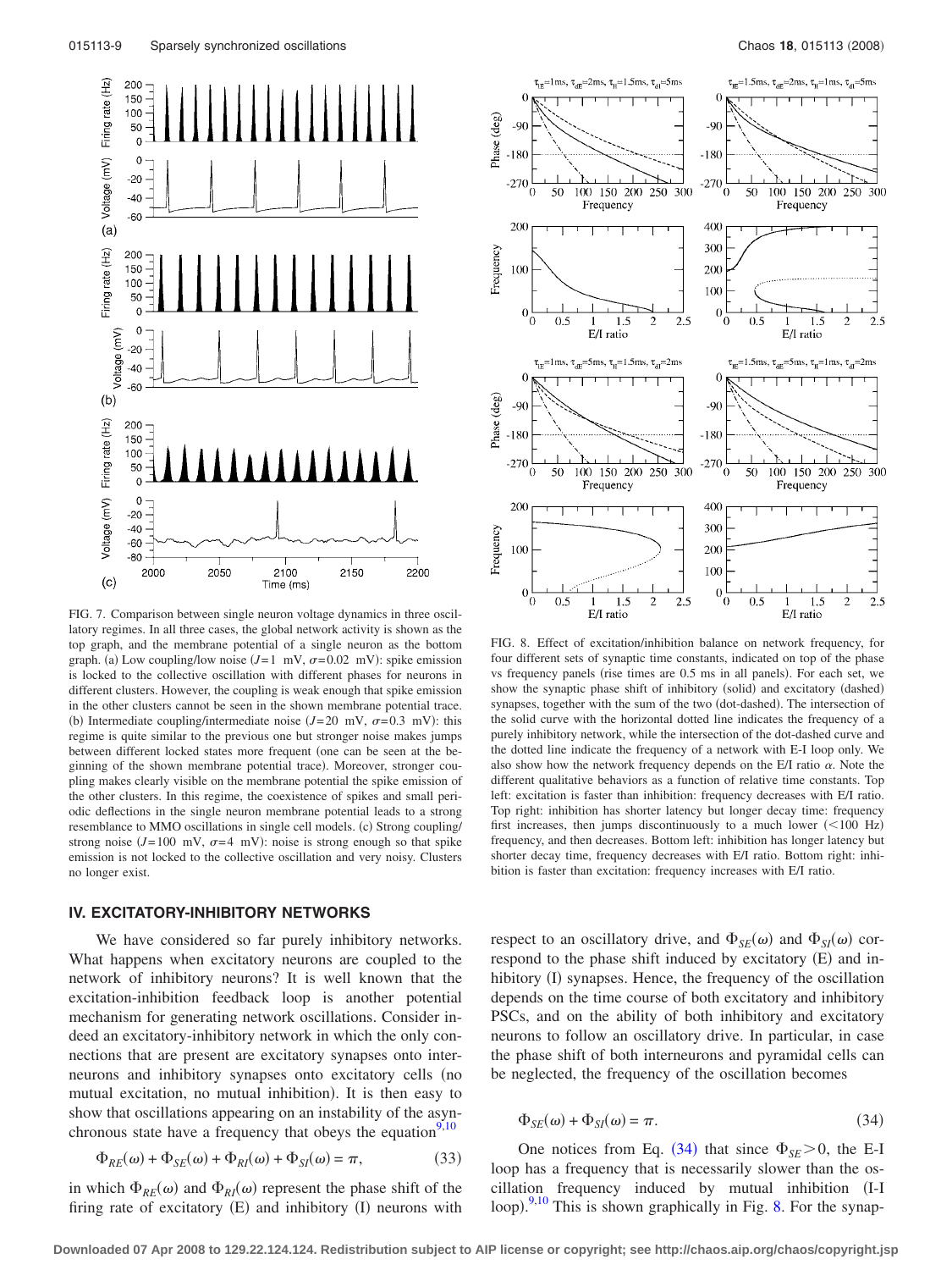FIG. 7. Comparison between single neuron voltage dynamics in three oscillatory regimes. In all three cases, the global network activity is shown as the top graph, and the membrane potential of a single neuron as the bottom graph. (a) Low coupling/low noise ($J=1$ mV, $\sigma=0.02$ mV): spike emission is locked to the collective oscillation with different phases for neurons in different clusters. However, the coupling is weak enough that spike emission in the other clusters cannot be seen in the shown membrane potential trace. (b) Intermediate coupling/intermediate noise ($J=20$ mV, $\sigma=0.3$ mV): this regime is quite similar to the previous one but stronger noise makes jumps between different locked states more frequent (one can be seen at the beginning of the shown membrane potential trace). Moreover, stronger coupling makes clearly visible on the membrane potential the spike emission of the other clusters. In this regime, the coexistence of spikes and small periodic deflections in the single neuron membrane potential leads to a strong resemblance to MMO oscillations in single cell models. (c) Strong coupling/strong noise ($J=100$ mV, $\sigma=4$ mV): noise is strong enough so that spike emission is not locked to the collective oscillation and very noisy. Clusters no longer exist.

FIG. 8. Effect of excitation/inhibition balance on network frequency, for four different sets of synaptic time constants, indicated on top of the phase vs frequency panels (rise times are 0.5 ms in all panels). For each set, we show the synaptic phase shift of inhibitory (solid) and excitatory (dashed) synapses, together with the sum of the two (dot-dashed). The intersection of the solid curve with the horizontal dotted line indicates the frequency of a purely inhibitory network, while the intersection of the dot-dashed curve and the dotted line indicate the frequency of a network with E-I loop only. We also show how the network frequency depends on the E/I ratio $\alpha$. Note the different qualitative behaviors as a function of relative time constants. Top left: excitation is faster than inhibition: frequency decreases with E/I ratio. Top right: inhibition has shorter latency but longer decay time: frequency first increases, then jumps discontinuously to a much lower (<100 Hz) frequency, and then decreases. Bottom left: inhibition has longer latency but shorter decay time, frequency decreases with E/I ratio. Bottom right: inhibition is faster than excitation: frequency increases with E/I ratio.

## IV. EXCITATORY-INHIBITORY NETWORKS

We have considered so far purely inhibitory networks. What happens when excitatory neurons are coupled to the network of inhibitory neurons? It is well known that the excitation-inhibition feedback loop is another potential mechanism for generating network oscillations. Consider indeed an excitatory-inhibitory network in which the only connections that are present are excitatory synapses onto interneurons and inhibitory synapses onto excitatory cells (no mutual excitation, no mutual inhibition). It is then easy to show that oscillations appearing on an instability of the asynchronous state have a frequency that obeys the equation[9,10]

$$\Phi_{RE}(\omega) + \Phi_{SE}(\omega) + \Phi_{RI}(\omega) + \Phi_{SI}(\omega) = \pi, \tag{33}$$

in which $\Phi_{RE}(\omega)$ and $\Phi_{RI}(\omega)$ represent the phase shift of the firing rate of excitatory (E) and inhibitory (I) neurons with respect to an oscillatory drive, and $\Phi_{SE}(\omega)$ and $\Phi_{SI}(\omega)$ correspond to the phase shift induced by excitatory (E) and inhibitory (I) synapses. Hence, the frequency of the oscillation depends on the time course of both excitatory and inhibitory PSCs, and on the ability of both inhibitory and excitatory neurons to follow an oscillatory drive. In particular, in case the phase shift of both interneurons and pyramidal cells can be neglected, the frequency of the oscillation becomes

$$\Phi_{SE}(\omega) + \Phi_{SI}(\omega) = \pi. \tag{34}$$

One notices from Eq. (34) that since $\Phi_{SE} > 0$, the E-I loop has a frequency that is necessarily slower than the oscillation frequency induced by mutual inhibition (I-I loop).[9,10] This is shown graphically in Fig. 8. For the synap-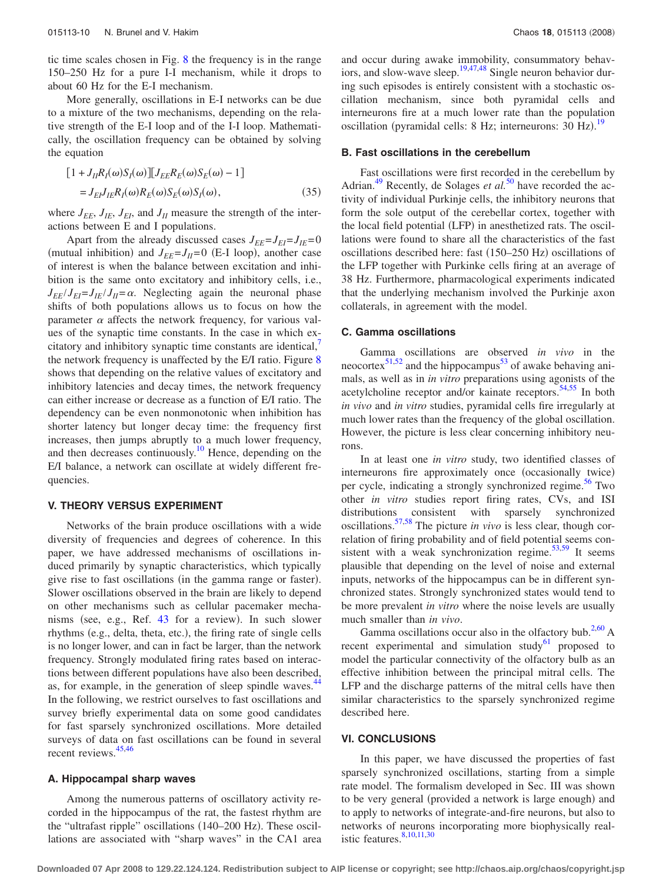tic time scales chosen in Fig. 8 the frequency is in the range 150–250 Hz for a pure I-I mechanism, while it drops to about 60 Hz for the E-I mechanism.

More generally, oscillations in E-I networks can be due to a mixture of the two mechanisms, depending on the relative strength of the E-I loop and of the I-I loop. Mathematically, the oscillation frequency can be obtained by solving the equation

$$[1 + J_{II}R_I(\omega)S_I(\omega)][J_{EE}R_E(\omega)S_E(\omega) - 1] = J_{EI}J_{IE}R_I(\omega)R_E(\omega)S_E(\omega)S_I(\omega), \quad (35)$$

where $J_{EE}$, $J_{IE}$, $J_{EI}$, and $J_{II}$ measure the strength of the interactions between E and I populations.

Apart from the already discussed cases $J_{EE}=J_{EI}=J_{IE}=0$ (mutual inhibition) and $J_{EE}=J_{II}=0$ (E-I loop), another case of interest is when the balance between excitation and inhibition is the same onto excitatory and inhibitory cells, i.e., $J_{EE}/J_{EI}=J_{IE}/J_{II}=\alpha$. Neglecting again the neuronal phase shifts of both populations allows us to focus on how the parameter $\alpha$ affects the network frequency, for various values of the synaptic time constants. In the case in which excitatory and inhibitory synaptic time constants are identical,[7] the network frequency is unaffected by the E/I ratio. Figure 8 shows that depending on the relative values of excitatory and inhibitory latencies and decay times, the network frequency can either increase or decrease as a function of E/I ratio. The dependency can be even nonmonotonic when inhibition has shorter latency but longer decay time: the frequency first increases, then jumps abruptly to a much lower frequency, and then decreases continuously.[10] Hence, depending on the E/I balance, a network can oscillate at widely different frequencies.

## V. THEORY VERSUS EXPERIMENT

Networks of the brain produce oscillations with a wide diversity of frequencies and degrees of coherence. In this paper, we have addressed mechanisms of oscillations induced primarily by synaptic characteristics, which typically give rise to fast oscillations (in the gamma range or faster). Slower oscillations observed in the brain are likely to depend on other mechanisms such as cellular pacemaker mechanisms (see, e.g., Ref. 43 for a review). In such slower rhythms (e.g., delta, theta, etc.), the firing rate of single cells is no longer lower, and can in fact be larger, than the network frequency. Strongly modulated firing rates based on interactions between different populations have also been described, as, for example, in the generation of sleep spindle waves.[44] In the following, we restrict ourselves to fast oscillations and survey briefly experimental data on some good candidates for fast sparsely synchronized oscillations. More detailed surveys of data on fast oscillations can be found in several recent reviews.[45,46]

### A. Hippocampal sharp waves

Among the numerous patterns of oscillatory activity recorded in the hippocampus of the rat, the fastest rhythm are the "ultrafast ripple" oscillations (140–200 Hz). These oscillations are associated with "sharp waves" in the CA1 area and occur during awake immobility, consummatory behaviors, and slow-wave sleep.[19,47,48] Single neuron behavior during such episodes is entirely consistent with a stochastic oscillation mechanism, since both pyramidal cells and interneurons fire at a much lower rate than the population oscillation (pyramidal cells: 8 Hz; interneurons: 30 Hz).[19]

### B. Fast oscillations in the cerebellum

Fast oscillations were first recorded in the cerebellum by Adrian.[49] Recently, de Solages *et al.*[50] have recorded the activity of individual Purkinje cells, the inhibitory neurons that form the sole output of the cerebellar cortex, together with the local field potential (LFP) in anesthetized rats. The oscillations were found to share all the characteristics of the fast oscillations described here: fast (150–250 Hz) oscillations of the LFP together with Purkinke cells firing at an average of 38 Hz. Furthermore, pharmacological experiments indicated that the underlying mechanism involved the Purkinje axon collaterals, in agreement with the model.

### C. Gamma oscillations

Gamma oscillations are observed *in vivo* in the neocortex[51,52] and the hippocampus[53] of awake behaving animals, as well as in *in vitro* preparations using agonists of the acetylcholine receptor and/or kainate receptors.[54,55] In both *in vivo* and *in vitro* studies, pyramidal cells fire irregularly at much lower rates than the frequency of the global oscillation. However, the picture is less clear concerning inhibitory neurons.

In at least one *in vitro* study, two identified classes of interneurons fire approximately once (occasionally twice) per cycle, indicating a strongly synchronized regime.[56] Two other *in vitro* studies report firing rates, CVs, and ISI distributions consistent with sparsely synchronized oscillations.[57,58] The picture *in vivo* is less clear, though correlation of firing probability and of field potential seems consistent with a weak synchronization regime.[53,59] It seems plausible that depending on the level of noise and external inputs, networks of the hippocampus can be in different synchronized states. Strongly synchronized states would tend to be more prevalent *in vitro* where the noise levels are usually much smaller than *in vivo*.

Gamma oscillations occur also in the olfactory bub.[2,60] A recent experimental and simulation study[61] proposed to model the particular connectivity of the olfactory bulb as an effective inhibition between the principal mitral cells. The LFP and the discharge patterns of the mitral cells have then similar characteristics to the sparsely synchronized regime described here.

## VI. CONCLUSIONS

In this paper, we have discussed the properties of fast sparsely synchronized oscillations, starting from a simple rate model. The formalism developed in Sec. III was shown to be very general (provided a network is large enough) and to apply to networks of integrate-and-fire neurons, but also to networks of neurons incorporating more biophysically realistic features.[8,10,11,30]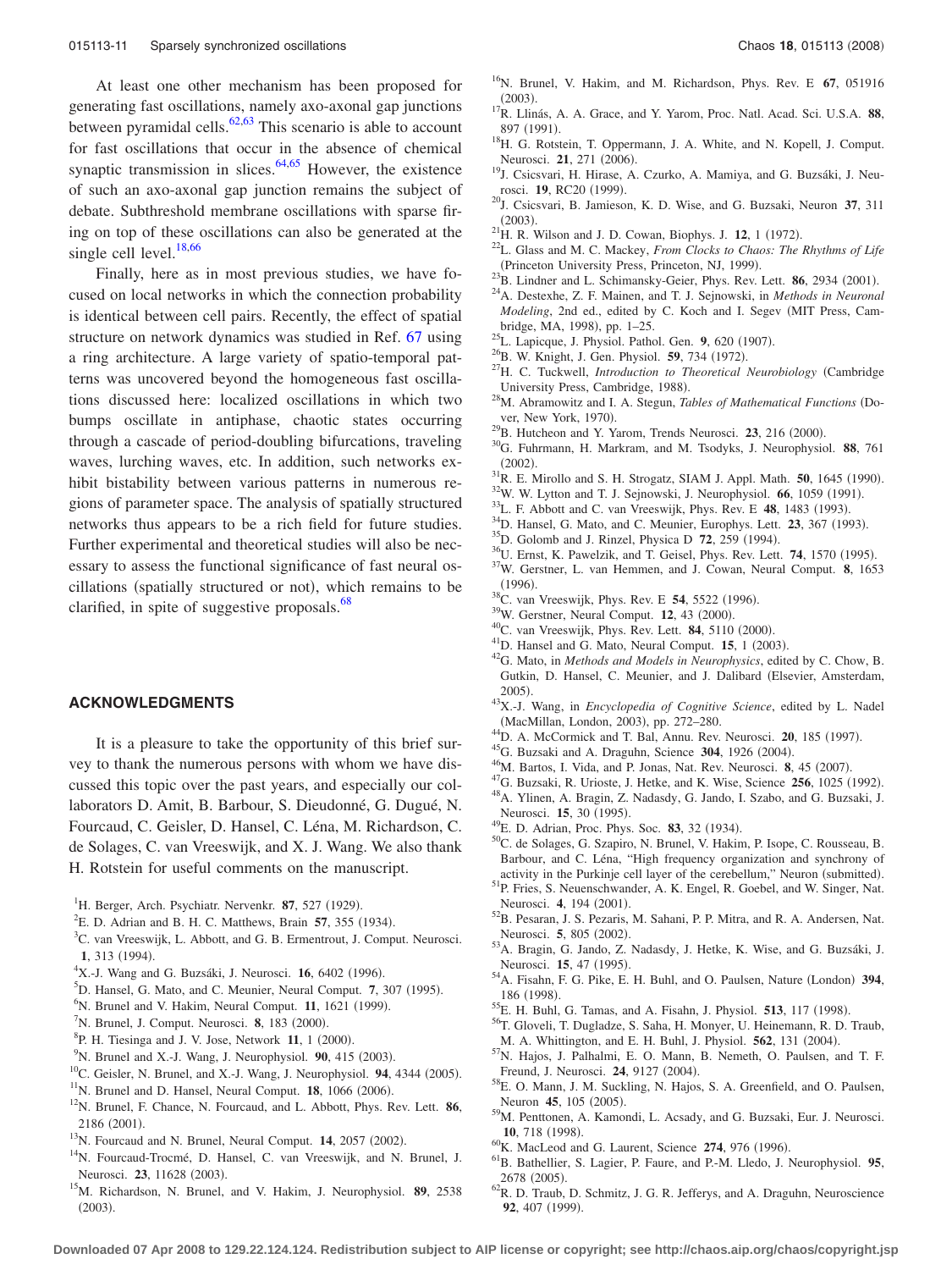At least one other mechanism has been proposed for generating fast oscillations, namely axo-axonal gap junctions between pyramidal cells.[62,63] This scenario is able to account for fast oscillations that occur in the absence of chemical synaptic transmission in slices.[64,65] However, the existence of such an axo-axonal gap junction remains the subject of debate. Subthreshold membrane oscillations with sparse firing on top of these oscillations can also be generated at the single cell level.[18,66]

Finally, here as in most previous studies, we have focused on local networks in which the connection probability is identical between cell pairs. Recently, the effect of spatial structure on network dynamics was studied in Ref. 67 using a ring architecture. A large variety of spatio-temporal patterns was uncovered beyond the homogeneous fast oscillations discussed here: localized oscillations in which two bumps oscillate in antiphase, chaotic states occurring through a cascade of period-doubling bifurcations, traveling waves, lurching waves, etc. In addition, such networks exhibit bistability between various patterns in numerous regions of parameter space. The analysis of spatially structured networks thus appears to be a rich field for future studies. Further experimental and theoretical studies will also be necessary to assess the functional significance of fast neural oscillations (spatially structured or not), which remains to be clarified, in spite of suggestive proposals.[68]

## ACKNOWLEDGMENTS

It is a pleasure to take the opportunity of this brief survey to thank the numerous persons with whom we have discussed this topic over the past years, and especially our collaborators D. Amit, B. Barbour, S. Dieudonné, G. Dugué, N. Fourcaud, C. Geisler, D. Hansel, C. Léna, M. Richardson, C. de Solages, C. van Vreeswijk, and X. J. Wang. We also thank H. Rotstein for useful comments on the manuscript.

[1] H. Berger, Arch. Psychiatr. Nervenkr. **87**, 527 (1929).
[2] E. D. Adrian and B. H. C. Matthews, Brain **57**, 355 (1934).
[3] C. van Vreeswijk, L. Abbott, and G. B. Ermentrout, J. Comput. Neurosci. **1**, 313 (1994).
[4] X.-J. Wang and G. Buzsáki, J. Neurosci. **16**, 6402 (1996).
[5] D. Hansel, G. Mato, and C. Meunier, Neural Comput. **7**, 307 (1995).
[6] N. Brunel and V. Hakim, Neural Comput. **11**, 1621 (1999).
[7] N. Brunel, J. Comput. Neurosci. **8**, 183 (2000).
[8] P. H. Tiesinga and J. V. Jose, Network **11**, 1 (2000).
[9] N. Brunel and X.-J. Wang, J. Neurophysiol. **90**, 415 (2003).
[10] C. Geisler, N. Brunel, and X.-J. Wang, J. Neurophysiol. **94**, 4344 (2005).
[11] N. Brunel and D. Hansel, Neural Comput. **18**, 1066 (2006).
[12] N. Brunel, F. Chance, N. Fourcaud, and L. Abbott, Phys. Rev. Lett. **86**, 2186 (2001).
[13] N. Fourcaud and N. Brunel, Neural Comput. **14**, 2057 (2002).
[14] N. Fourcaud-Trocmé, D. Hansel, C. van Vreeswijk, and N. Brunel, J. Neurosci. **23**, 11628 (2003).
[15] M. Richardson, N. Brunel, and V. Hakim, J. Neurophysiol. **89**, 2538 (2003).
[16] N. Brunel, V. Hakim, and M. Richardson, Phys. Rev. E **67**, 051916 (2003).
[17] R. Llinás, A. A. Grace, and Y. Yarom, Proc. Natl. Acad. Sci. U.S.A. **88**, 897 (1991).
[18] H. G. Rotstein, T. Oppermann, J. A. White, and N. Kopell, J. Comput. Neurosci. **21**, 271 (2006).
[19] J. Csicsvari, H. Hirase, A. Czurko, A. Mamiya, and G. Buzsáki, J. Neurosci. **19**, RC20 (1999).
[20] J. Csicsvari, B. Jamieson, K. D. Wise, and G. Buzsaki, Neuron **37**, 311 (2003).
[21] H. R. Wilson and J. D. Cowan, Biophys. J. **12**, 1 (1972).
[22] L. Glass and M. C. Mackey, *From Clocks to Chaos: The Rhythms of Life* (Princeton University Press, Princeton, NJ, 1999).
[23] B. Lindner and L. Schimansky-Geier, Phys. Rev. Lett. **86**, 2934 (2001).
[24] A. Destexhe, Z. F. Mainen, and T. J. Sejnowski, in *Methods in Neuronal Modeling*, 2nd ed., edited by C. Koch and I. Segev (MIT Press, Cambridge, MA, 1998), pp. 1–25.
[25] L. Lapicque, J. Physiol. Pathol. Gen. **9**, 620 (1907).
[26] B. W. Knight, J. Gen. Physiol. **59**, 734 (1972).
[27] H. C. Tuckwell, *Introduction to Theoretical Neurobiology* (Cambridge University Press, Cambridge, 1988).
[28] M. Abramowitz and I. A. Stegun, *Tables of Mathematical Functions* (Dover, New York, 1970).
[29] B. Hutcheon and Y. Yarom, Trends Neurosci. **23**, 216 (2000).
[30] G. Fuhrmann, H. Markram, and M. Tsodyks, J. Neurophysiol. **88**, 761 (2002).
[31] R. E. Mirollo and S. H. Strogatz, SIAM J. Appl. Math. **50**, 1645 (1990).
[32] W. W. Lytton and T. J. Sejnowski, J. Neurophysiol. **66**, 1059 (1991).
[33] L. F. Abbott and C. van Vreeswijk, Phys. Rev. E **48**, 1483 (1993).
[34] D. Hansel, G. Mato, and C. Meunier, Europhys. Lett. **23**, 367 (1993).
[35] D. Golomb and J. Rinzel, Physica D **72**, 259 (1994).
[36] U. Ernst, K. Pawelzik, and T. Geisel, Phys. Rev. Lett. **74**, 1570 (1995).
[37] W. Gerstner, L. van Hemmen, and J. Cowan, Neural Comput. **8**, 1653 (1996).
[38] C. van Vreeswijk, Phys. Rev. E **54**, 5522 (1996).
[39] W. Gerstner, Neural Comput. **12**, 43 (2000).
[40] C. van Vreeswijk, Phys. Rev. Lett. **84**, 5110 (2000).
[41] D. Hansel and G. Mato, Neural Comput. **15**, 1 (2003).
[42] G. Mato, in *Methods and Models in Neurophysics*, edited by C. Chow, B. Gutkin, D. Hansel, C. Meunier, and J. Dalibard (Elsevier, Amsterdam, 2005).
[43] X.-J. Wang, in *Encyclopedia of Cognitive Science*, edited by L. Nadel (MacMillan, London, 2003), pp. 272–280.
[44] D. A. McCormick and T. Bal, Annu. Rev. Neurosci. **20**, 185 (1997).
[45] G. Buzsaki and A. Draguhn, Science **304**, 1926 (2004).
[46] M. Bartos, I. Vida, and P. Jonas, Nat. Rev. Neurosci. **8**, 45 (2007).
[47] G. Buzsaki, R. Urioste, J. Hetke, and K. Wise, Science **256**, 1025 (1992).
[48] A. Ylinen, A. Bragin, Z. Nadasdy, G. Jando, I. Szabo, and G. Buzsaki, J. Neurosci. **15**, 30 (1995).
[49] E. D. Adrian, Proc. Phys. Soc. **83**, 32 (1934).
[50] C. de Solages, G. Szapiro, N. Brunel, V. Hakim, P. Isope, C. Rousseau, B. Barbour, and C. Léna, "High frequency organization and synchrony of activity in the Purkinje cell layer of the cerebellum," Neuron (submitted).
[51] P. Fries, S. Neuenschwander, A. K. Engel, R. Goebel, and W. Singer, Nat. Neurosci. **4**, 194 (2001).
[52] B. Pesaran, J. S. Pezaris, M. Sahani, P. P. Mitra, and R. A. Andersen, Nat. Neurosci. **5**, 805 (2002).
[53] A. Bragin, G. Jando, Z. Nadasdy, J. Hetke, K. Wise, and G. Buzsáki, J. Neurosci. **15**, 47 (1995).
[54] A. Fisahn, F. G. Pike, E. H. Buhl, and O. Paulsen, Nature (London) **394**, 186 (1998).
[55] E. H. Buhl, G. Tamas, and A. Fisahn, J. Physiol. **513**, 117 (1998).
[56] T. Gloveli, T. Dugladze, S. Saha, H. Monyer, U. Heinemann, R. D. Traub, M. A. Whittington, and E. H. Buhl, J. Physiol. **562**, 131 (2004).
[57] N. Hajos, J. Palhalmi, E. O. Mann, B. Nemeth, O. Paulsen, and T. F. Freund, J. Neurosci. **24**, 9127 (2004).
[58] E. O. Mann, J. M. Suckling, N. Hajos, S. A. Greenfield, and O. Paulsen, Neuron **45**, 105 (2005).
[59] M. Penttonen, A. Kamondi, L. Acsady, and G. Buzsaki, Eur. J. Neurosci. **10**, 718 (1998).
[60] K. MacLeod and G. Laurent, Science **274**, 976 (1996).
[61] B. Bathellier, S. Lagier, P. Faure, and P.-M. Lledo, J. Neurophysiol. **95**, 2678 (2005).
[62] R. D. Traub, D. Schmitz, J. G. R. Jefferys, and A. Draguhn, Neuroscience **92**, 407 (1999).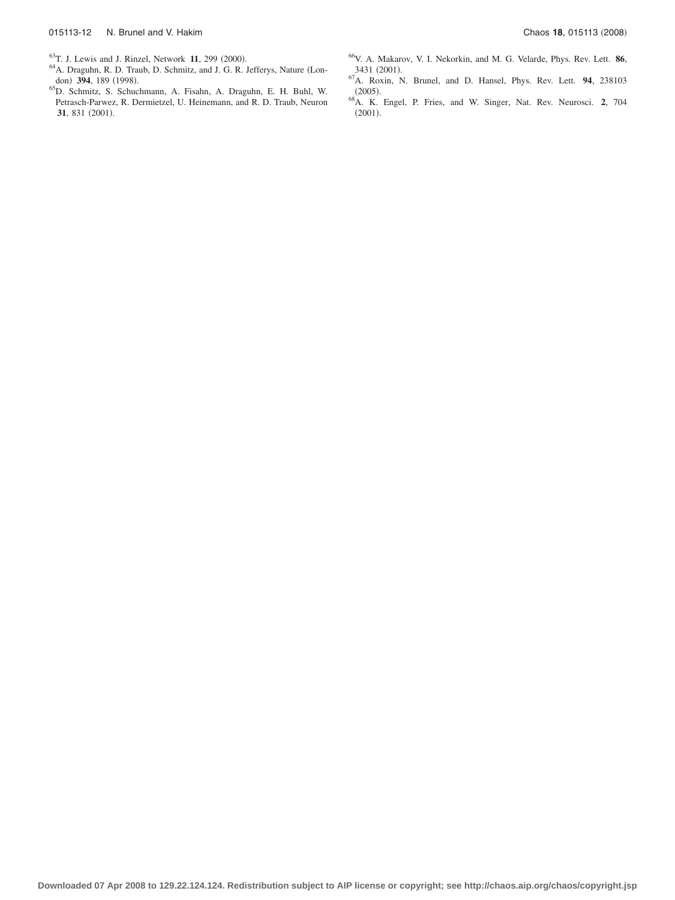[63] T. J. Lewis and J. Rinzel, Network **11**, 299 (2000).

[64] A. Draguhn, R. D. Traub, D. Schmitz, and J. G. R. Jefferys, Nature (London) **394**, 189 (1998).

[65] D. Schmitz, S. Schuchmann, A. Fisahn, A. Draguhn, E. H. Buhl, W. Petrasch-Parwez, R. Dermietzel, U. Heinemann, and R. D. Traub, Neuron **31**, 831 (2001).

[66] V. A. Makarov, V. I. Nekorkin, and M. G. Velarde, Phys. Rev. Lett. **86**, 3431 (2001).

[67] A. Roxin, N. Brunel, and D. Hansel, Phys. Rev. Lett. **94**, 238103 (2005).

[68] A. K. Engel, P. Fries, and W. Singer, Nat. Rev. Neurosci. **2**, 704 (2001).